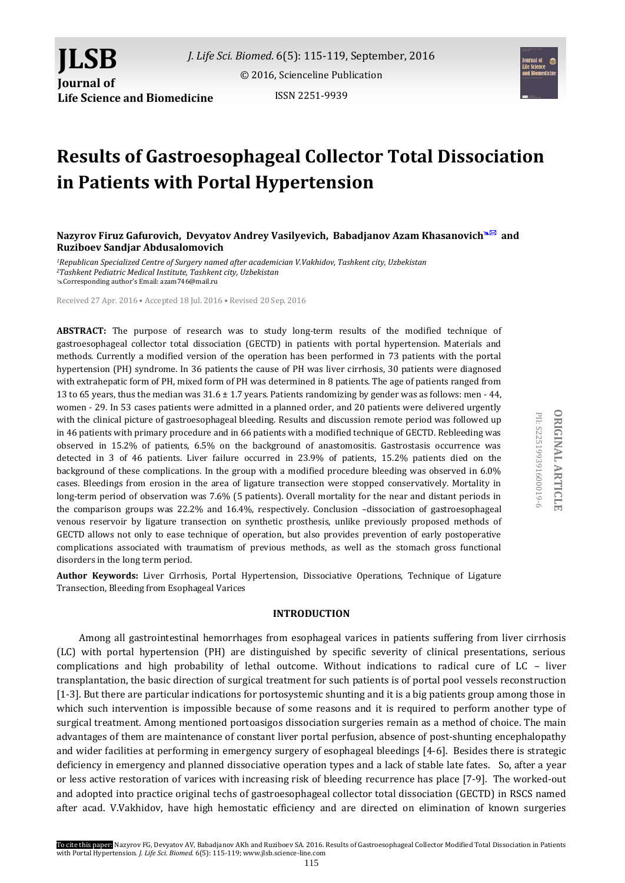# Results of Gastroesophageal Collector Total Dissociation in Patients with Portal Hypertension

**Nazyrov Firuz Gafurovich, Devyatov Andrey Vasilyevich, Babadjanov Azam Khasanovich and Ruziboev Sandjar Abdusalomovich**

*[1]Republican Specialized Centre of Surgery named after academician V.Vakhidov, Tashkent city, Uzbekistan*
*[2]Tashkent Pediatric Medical Institute, Tashkent city, Uzbekistan*
Corresponding author's Email: azam746@mail.ru

Received 27 Apr. 2016 • Accepted 18 Jul. 2016 • Revised 20 Sep. 2016

**ABSTRACT:** The purpose of research was to study long-term results of the modified technique of gastroesophageal collector total dissociation (GECTD) in patients with portal hypertension. Materials and methods. Currently a modified version of the operation has been performed in 73 patients with the portal hypertension (PH) syndrome. In 36 patients the cause of PH was liver cirrhosis, 30 patients were diagnosed with extrahepatic form of PH, mixed form of PH was determined in 8 patients. The age of patients ranged from 13 to 65 years, thus the median was 31.6 ± 1.7 years. Patients randomizing by gender was as follows: men - 44, women - 29. In 53 cases patients were admitted in a planned order, and 20 patients were delivered urgently with the clinical picture of gastroesophageal bleeding. Results and discussion remote period was followed up in 46 patients with primary procedure and in 66 patients with a modified technique of GECTD. Rebleeding was observed in 15.2% of patients, 6.5% on the background of anastomositis. Gastrostasis occurrence was detected in 3 of 46 patients. Liver failure occurred in 23.9% of patients, 15.2% patients died on the background of these complications. In the group with a modified procedure bleeding was observed in 6.0% cases. Bleedings from erosion in the area of ligature transection were stopped conservatively. Mortality in long-term period of observation was 7.6% (5 patients). Overall mortality for the near and distant periods in the comparison groups was 22.2% and 16.4%, respectively. Conclusion –dissociation of gastroesophageal venous reservoir by ligature transection on synthetic prosthesis, unlike previously proposed methods of GECTD allows not only to ease technique of operation, but also provides prevention of early postoperative complications associated with traumatism of previous methods, as well as the stomach gross functional disorders in the long term period.

**Author Keywords:** Liver Cirrhosis, Portal Hypertension, Dissociative Operations, Technique of Ligature Transection, Bleeding from Esophageal Varices

ORIGINAL ARTICLE
PII: S225199391600019-6

## INTRODUCTION

Among all gastrointestinal hemorrhages from esophageal varices in patients suffering from liver cirrhosis (LC) with portal hypertension (PH) are distinguished by specific severity of clinical presentations, serious complications and high probability of lethal outcome. Without indications to radical cure of LC – liver transplantation, the basic direction of surgical treatment for such patients is of portal pool vessels reconstruction [1-3]. But there are particular indications for portosystemic shunting and it is a big patients group among those in which such intervention is impossible because of some reasons and it is required to perform another type of surgical treatment. Among mentioned portoasigos dissociation surgeries remain as a method of choice. The main advantages of them are maintenance of constant liver portal perfusion, absence of post-shunting encephalopathy and wider facilities at performing in emergency surgery of esophageal bleedings [4-6]. Besides there is strategic deficiency in emergency and planned dissociative operation types and a lack of stable late fates. So, after a year or less active restoration of varices with increasing risk of bleeding recurrence has place [7-9]. The worked-out and adopted into practice original techs of gastroesophageal collector total dissociation (GECTD) in RSCS named after acad. V.Vakhidov, have high hemostatic efficiency and are directed on elimination of known surgeries

To cite this paper: Nazyrov FG, Devyatov AV, Babadjanov AKh and Ruziboev SA. 2016. Results of Gastroesophageal Collector Modified Total Dissociation in Patients with Portal Hypertension. *J. Life Sci. Biomed.* 6(5): 115-119; www.jlsb.science-line.com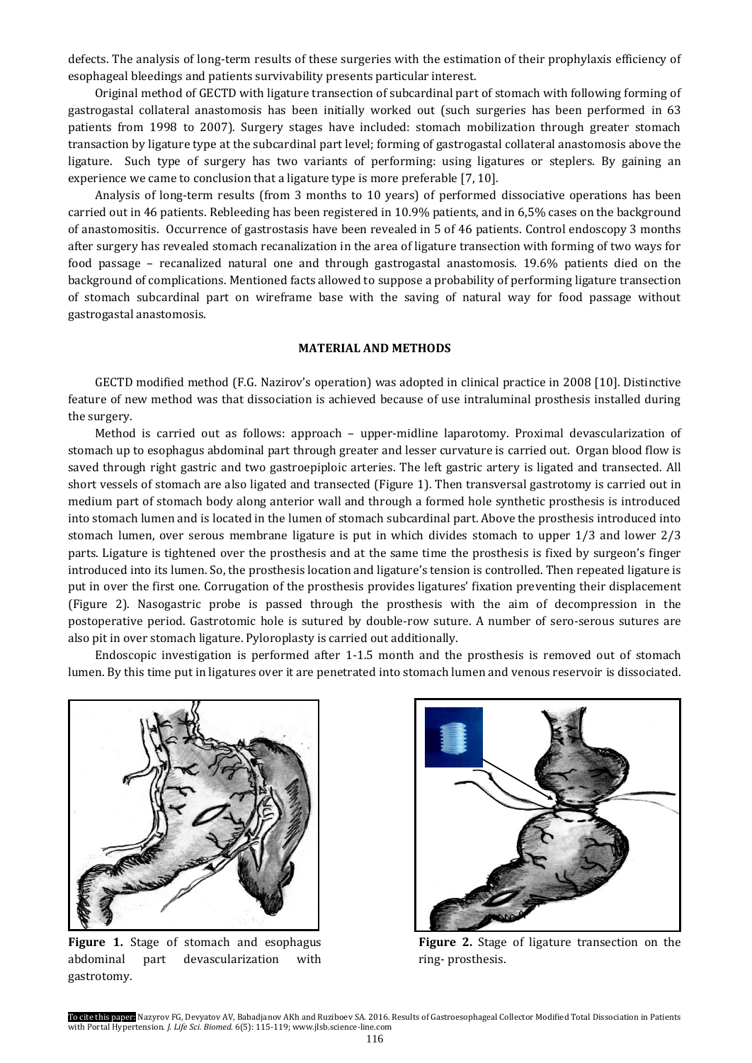defects. The analysis of long-term results of these surgeries with the estimation of their prophylaxis efficiency of esophageal bleedings and patients survivability presents particular interest.

Original method of GECTD with ligature transection of subcardinal part of stomach with following forming of gastrogastal collateral anastomosis has been initially worked out (such surgeries has been performed in 63 patients from 1998 to 2007). Surgery stages have included: stomach mobilization through greater stomach transaction by ligature type at the subcardinal part level; forming of gastrogastal collateral anastomosis above the ligature. Such type of surgery has two variants of performing: using ligatures or steplers. By gaining an experience we came to conclusion that a ligature type is more preferable [7, 10].

Analysis of long-term results (from 3 months to 10 years) of performed dissociative operations has been carried out in 46 patients. Rebleeding has been registered in 10.9% patients, and in 6,5% cases on the background of anastomositis. Occurrence of gastrostasis have been revealed in 5 of 46 patients. Control endoscopy 3 months after surgery has revealed stomach recanalization in the area of ligature transection with forming of two ways for food passage – recanalized natural one and through gastrogastal anastomosis. 19.6% patients died on the background of complications. Mentioned facts allowed to suppose a probability of performing ligature transection of stomach subcardinal part on wireframe base with the saving of natural way for food passage without gastrogastal anastomosis.

## MATERIAL AND METHODS

GECTD modified method (F.G. Nazirov's operation) was adopted in clinical practice in 2008 [10]. Distinctive feature of new method was that dissociation is achieved because of use intraluminal prosthesis installed during the surgery.

Method is carried out as follows: approach – upper-midline laparotomy. Proximal devascularization of stomach up to esophagus abdominal part through greater and lesser curvature is carried out. Organ blood flow is saved through right gastric and two gastroepiploic arteries. The left gastric artery is ligated and transected. All short vessels of stomach are also ligated and transected (Figure 1). Then transversal gastrotomy is carried out in medium part of stomach body along anterior wall and through a formed hole synthetic prosthesis is introduced into stomach lumen and is located in the lumen of stomach subcardinal part. Above the prosthesis introduced into stomach lumen, over serous membrane ligature is put in which divides stomach to upper 1/3 and lower 2/3 parts. Ligature is tightened over the prosthesis and at the same time the prosthesis is fixed by surgeon's finger introduced into its lumen. So, the prosthesis location and ligature's tension is controlled. Then repeated ligature is put in over the first one. Corrugation of the prosthesis provides ligatures' fixation preventing their displacement (Figure 2). Nasogastric probe is passed through the prosthesis with the aim of decompression in the postoperative period. Gastrotomic hole is sutured by double-row suture. A number of sero-serous sutures are also pit in over stomach ligature. Pyloroplasty is carried out additionally.

Endoscopic investigation is performed after 1-1.5 month and the prosthesis is removed out of stomach lumen. By this time put in ligatures over it are penetrated into stomach lumen and venous reservoir is dissociated.

**Figure 1.** Stage of stomach and esophagus abdominal part devascularization with gastrotomy.

**Figure 2.** Stage of ligature transection on the ring- prosthesis.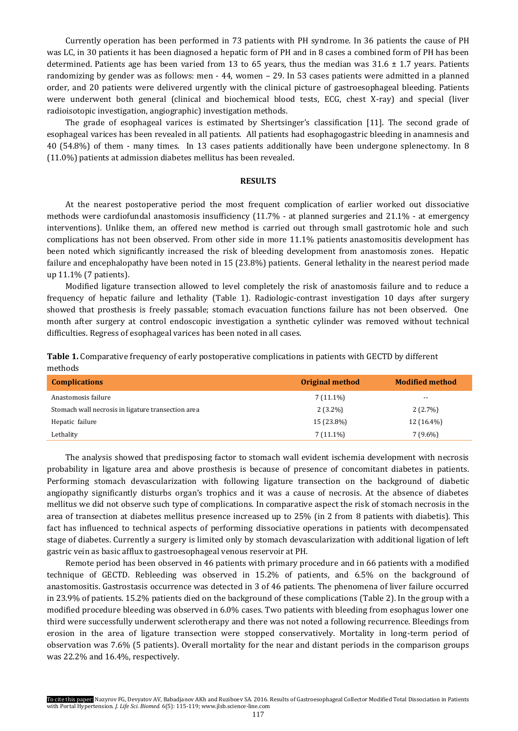Currently operation has been performed in 73 patients with PH syndrome. In 36 patients the cause of PH was LC, in 30 patients it has been diagnosed a hepatic form of PH and in 8 cases a combined form of PH has been determined. Patients age has been varied from 13 to 65 years, thus the median was 31.6 ± 1.7 years. Patients randomizing by gender was as follows: men - 44, women – 29. In 53 cases patients were admitted in a planned order, and 20 patients were delivered urgently with the clinical picture of gastroesophageal bleeding. Patients were underwent both general (clinical and biochemical blood tests, ECG, chest X-ray) and special (liver radioisotopic investigation, angiographic) investigation methods.

The grade of esophageal varices is estimated by Shertsinger's classification [11]. The second grade of esophageal varices has been revealed in all patients. All patients had esophagogastric bleeding in anamnesis and 40 (54.8%) of them - many times. In 13 cases patients additionally have been undergone splenectomy. In 8 (11.0%) patients at admission diabetes mellitus has been revealed.

## RESULTS

At the nearest postoperative period the most frequent complication of earlier worked out dissociative methods were cardiofundal anastomosis insufficiency (11.7% - at planned surgeries and 21.1% - at emergency interventions). Unlike them, an offered new method is carried out through small gastrotomic hole and such complications has not been observed. From other side in more 11.1% patients anastomositis development has been noted which significantly increased the risk of bleeding development from anastomosis zones. Hepatic failure and encephalopathy have been noted in 15 (23.8%) patients. General lethality in the nearest period made up 11.1% (7 patients).

Modified ligature transection allowed to level completely the risk of anastomosis failure and to reduce a frequency of hepatic failure and lethality (Table 1). Radiologic-contrast investigation 10 days after surgery showed that prosthesis is freely passable; stomach evacuation functions failure has not been observed. One month after surgery at control endoscopic investigation a synthetic cylinder was removed without technical difficulties. Regress of esophageal varices has been noted in all cases.

**Table 1.** Comparative frequency of early postoperative complications in patients with GECTD by different methods

| Complications | Original method | Modified method |
|---|---|---|
| Anastomosis failure | 7 (11.1%) | -- |
| Stomach wall necrosis in ligature transection area | 2 (3.2%) | 2 (2.7%) |
| Hepatic failure | 15 (23.8%) | 12 (16.4%) |
| Lethality | 7 (11.1%) | 7 (9.6%) |

The analysis showed that predisposing factor to stomach wall evident ischemia development with necrosis probability in ligature area and above prosthesis is because of presence of concomitant diabetes in patients. Performing stomach devascularization with following ligature transection on the background of diabetic angiopathy significantly disturbs organ's trophics and it was a cause of necrosis. At the absence of diabetes mellitus we did not observe such type of complications. In comparative aspect the risk of stomach necrosis in the area of transection at diabetes mellitus presence increased up to 25% (in 2 from 8 patients with diabetis). This fact has influenced to technical aspects of performing dissociative operations in patients with decompensated stage of diabetes. Currently a surgery is limited only by stomach devascularization with additional ligation of left gastric vein as basic afflux to gastroesophageal venous reservoir at PH.

Remote period has been observed in 46 patients with primary procedure and in 66 patients with a modified technique of GECTD. Rebleeding was observed in 15.2% of patients, and 6.5% on the background of anastomositis. Gastrostasis occurrence was detected in 3 of 46 patients. The phenomena of liver failure occurred in 23.9% of patients. 15.2% patients died on the background of these complications (Table 2). In the group with a modified procedure bleeding was observed in 6.0% cases. Two patients with bleeding from esophagus lower one third were successfully underwent sclerotherapy and there was not noted a following recurrence. Bleedings from erosion in the area of ligature transection were stopped conservatively. Mortality in long-term period of observation was 7.6% (5 patients). Overall mortality for the near and distant periods in the comparison groups was 22.2% and 16.4%, respectively.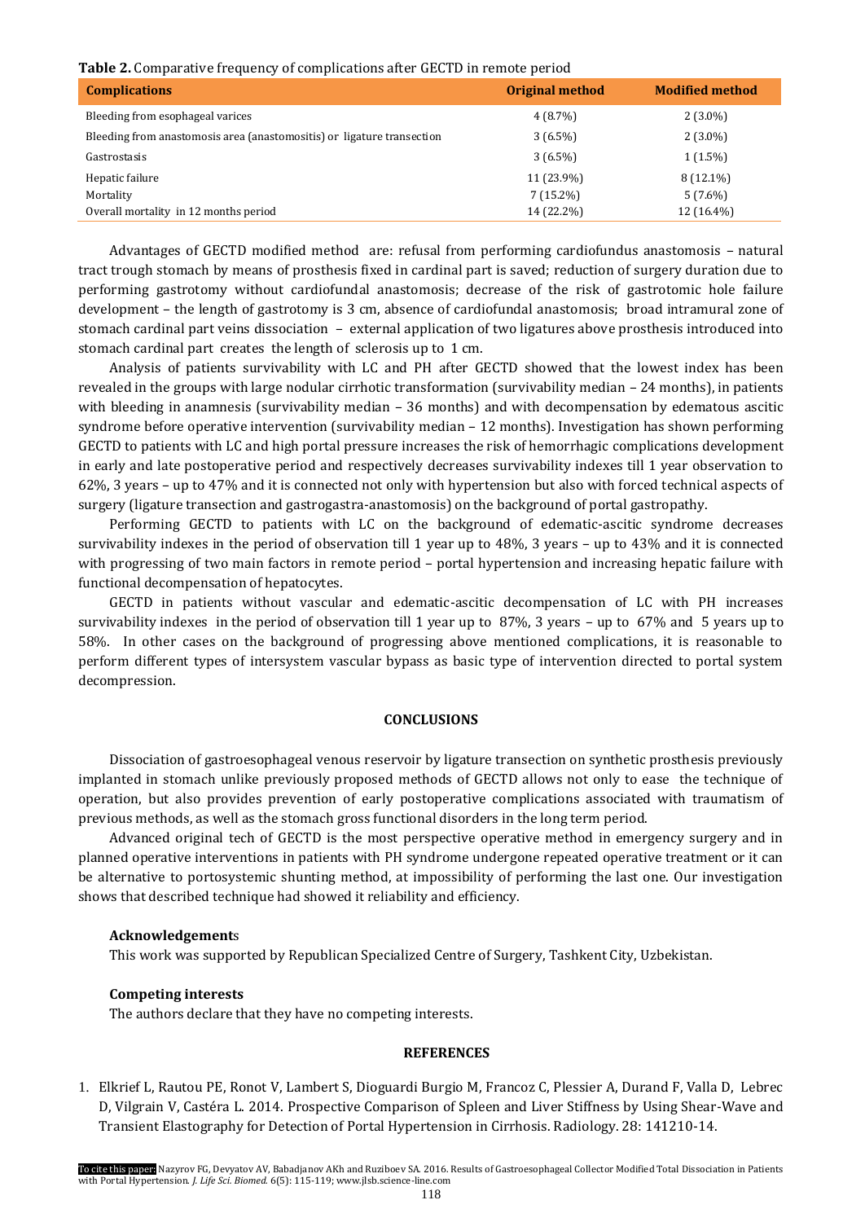**Table 2.** Comparative frequency of complications after GECTD in remote period

| Complications | Original method | Modified method |
|---|---|---|
| Bleeding from esophageal varices | 4 (8.7%) | 2 (3.0%) |
| Bleeding from anastomosis area (anastomositis) or ligature transection | 3 (6.5%) | 2 (3.0%) |
| Gastrostasis | 3 (6.5%) | 1 (1.5%) |
| Hepatic failure | 11 (23.9%) | 8 (12.1%) |
| Mortality | 7 (15.2%) | 5 (7.6%) |
| Overall mortality in 12 months period | 14 (22.2%) | 12 (16.4%) |

Advantages of GECTD modified method are: refusal from performing cardiofundus anastomosis – natural tract trough stomach by means of prosthesis fixed in cardinal part is saved; reduction of surgery duration due to performing gastrotomy without cardiofundal anastomosis; decrease of the risk of gastrotomic hole failure development – the length of gastrotomy is 3 cm, absence of cardiofundal anastomosis; broad intramural zone of stomach cardinal part veins dissociation – external application of two ligatures above prosthesis introduced into stomach cardinal part creates the length of sclerosis up to 1 cm.

Analysis of patients survivability with LC and PH after GECTD showed that the lowest index has been revealed in the groups with large nodular cirrhotic transformation (survivability median – 24 months), in patients with bleeding in anamnesis (survivability median – 36 months) and with decompensation by edematous ascitic syndrome before operative intervention (survivability median – 12 months). Investigation has shown performing GECTD to patients with LC and high portal pressure increases the risk of hemorrhagic complications development in early and late postoperative period and respectively decreases survivability indexes till 1 year observation to 62%, 3 years – up to 47% and it is connected not only with hypertension but also with forced technical aspects of surgery (ligature transection and gastrogastra-anastomosis) on the background of portal gastropathy.

Performing GECTD to patients with LC on the background of edematic-ascitic syndrome decreases survivability indexes in the period of observation till 1 year up to 48%, 3 years – up to 43% and it is connected with progressing of two main factors in remote period – portal hypertension and increasing hepatic failure with functional decompensation of hepatocytes.

GECTD in patients without vascular and edematic-ascitic decompensation of LC with PH increases survivability indexes in the period of observation till 1 year up to 87%, 3 years – up to 67% and 5 years up to 58%. In other cases on the background of progressing above mentioned complications, it is reasonable to perform different types of intersystem vascular bypass as basic type of intervention directed to portal system decompression.

## CONCLUSIONS

Dissociation of gastroesophageal venous reservoir by ligature transection on synthetic prosthesis previously implanted in stomach unlike previously proposed methods of GECTD allows not only to ease the technique of operation, but also provides prevention of early postoperative complications associated with traumatism of previous methods, as well as the stomach gross functional disorders in the long term period.

Advanced original tech of GECTD is the most perspective operative method in emergency surgery and in planned operative interventions in patients with PH syndrome undergone repeated operative treatment or it can be alternative to portosystemic shunting method, at impossibility of performing the last one. Our investigation shows that described technique had showed it reliability and efficiency.

### Acknowledgements

This work was supported by Republican Specialized Centre of Surgery, Tashkent City, Uzbekistan.

### Competing interests

The authors declare that they have no competing interests.

## REFERENCES

1. Elkrief L, Rautou PE, Ronot V, Lambert S, Dioguardi Burgio M, Francoz C, Plessier A, Durand F, Valla D, Lebrec D, Vilgrain V, Castéra L. 2014. Prospective Comparison of Spleen and Liver Stiffness by Using Shear-Wave and Transient Elastography for Detection of Portal Hypertension in Cirrhosis. Radiology. 28: 141210-14.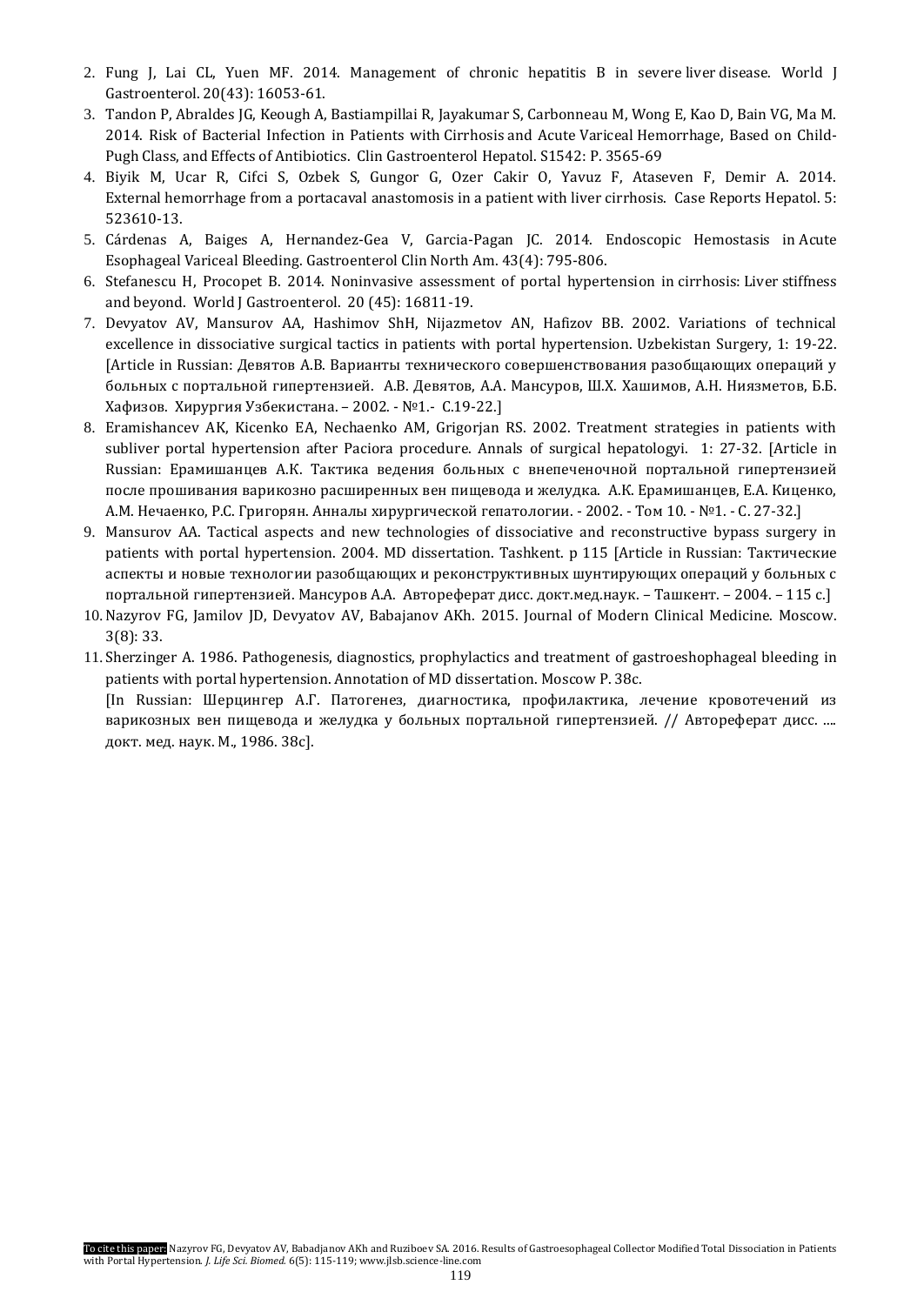2. Fung J, Lai CL, Yuen MF. 2014. Management of chronic hepatitis B in severe liver disease. World J Gastroenterol. 20(43): 16053-61.
3. Tandon P, Abraldes JG, Keough A, Bastiampillai R, Jayakumar S, Carbonneau M, Wong E, Kao D, Bain VG, Ma M. 2014. Risk of Bacterial Infection in Patients with Cirrhosis and Acute Variceal Hemorrhage, Based on Child-Pugh Class, and Effects of Antibiotics. Clin Gastroenterol Hepatol. S1542: P. 3565-69
4. Biyik M, Ucar R, Cifci S, Ozbek S, Gungor G, Ozer Cakir O, Yavuz F, Ataseven F, Demir A. 2014. External hemorrhage from a portacaval anastomosis in a patient with liver cirrhosis. Case Reports Hepatol. 5: 523610-13.
5. Cárdenas A, Baiges A, Hernandez-Gea V, Garcia-Pagan JC. 2014. Endoscopic Hemostasis in Acute Esophageal Variceal Bleeding. Gastroenterol Clin North Am. 43(4): 795-806.
6. Stefanescu H, Procopet B. 2014. Noninvasive assessment of portal hypertension in cirrhosis: Liver stiffness and beyond. World J Gastroenterol. 20 (45): 16811-19.
7. Devyatov AV, Mansurov AA, Hashimov ShH, Nijazmetov AN, Hafizov BB. 2002. Variations of technical excellence in dissociative surgical tactics in patients with portal hypertension. Uzbekistan Surgery, 1: 19-22. [Article in Russian: Девятов А.В. Варианты технического совершенствования разобщающих операций у больных с портальной гипертензией. А.В. Девятов, А.А. Мансуров, Ш.Х. Хашимов, А.Н. Ниязметов, Б.Б. Хафизов. Хирургия Узбекистана. – 2002. - №1.- С.19-22.]
8. Eramishancev AK, Kicenko EA, Nechaenko AM, Grigorjan RS. 2002. Treatment strategies in patients with subliver portal hypertension after Paciora procedure. Annals of surgical hepatologyi. 1: 27-32. [Article in Russian: Ерамишанцев А.К. Тактика ведения больных с внепеченочной портальной гипертензией после прошивания варикозно расширенных вен пищевода и желудка. А.К. Ерамишанцев, Е.А. Киценко, А.М. Нечаенко, Р.С. Григорян. Анналы хирургической гепатологии. - 2002. - Том 10. - №1. - С. 27-32.]
9. Mansurov AA. Tactical aspects and new technologies of dissociative and reconstructive bypass surgery in patients with portal hypertension. 2004. MD dissertation. Tashkent. p 115 [Article in Russian: Тактические аспекты и новые технологии разобщающих и реконструктивных шунтирующих операций у больных с портальной гипертензией. Мансуров А.А. Автореферат дисс. докт.мед.наук. – Ташкент. – 2004. – 115 с.]
10. Nazyrov FG, Jamilov JD, Devyatov AV, Babajanov AKh. 2015. Journal of Modern Clinical Medicine. Moscow. 3(8): 33.
11. Sherzinger A. 1986. Pathogenesis, diagnostics, prophylactics and treatment of gastroeshophageal bleeding in patients with portal hypertension. Annotation of MD dissertation. Moscow P. 38c.
    [In Russian: Шерцингер А.Г. Патогенез, диагностика, профилактика, лечение кровотечений из варикозных вен пищевода и желудка у больных портальной гипертензией. // Автореферат дисс. .... докт. мед. наук. М., 1986. 38с].